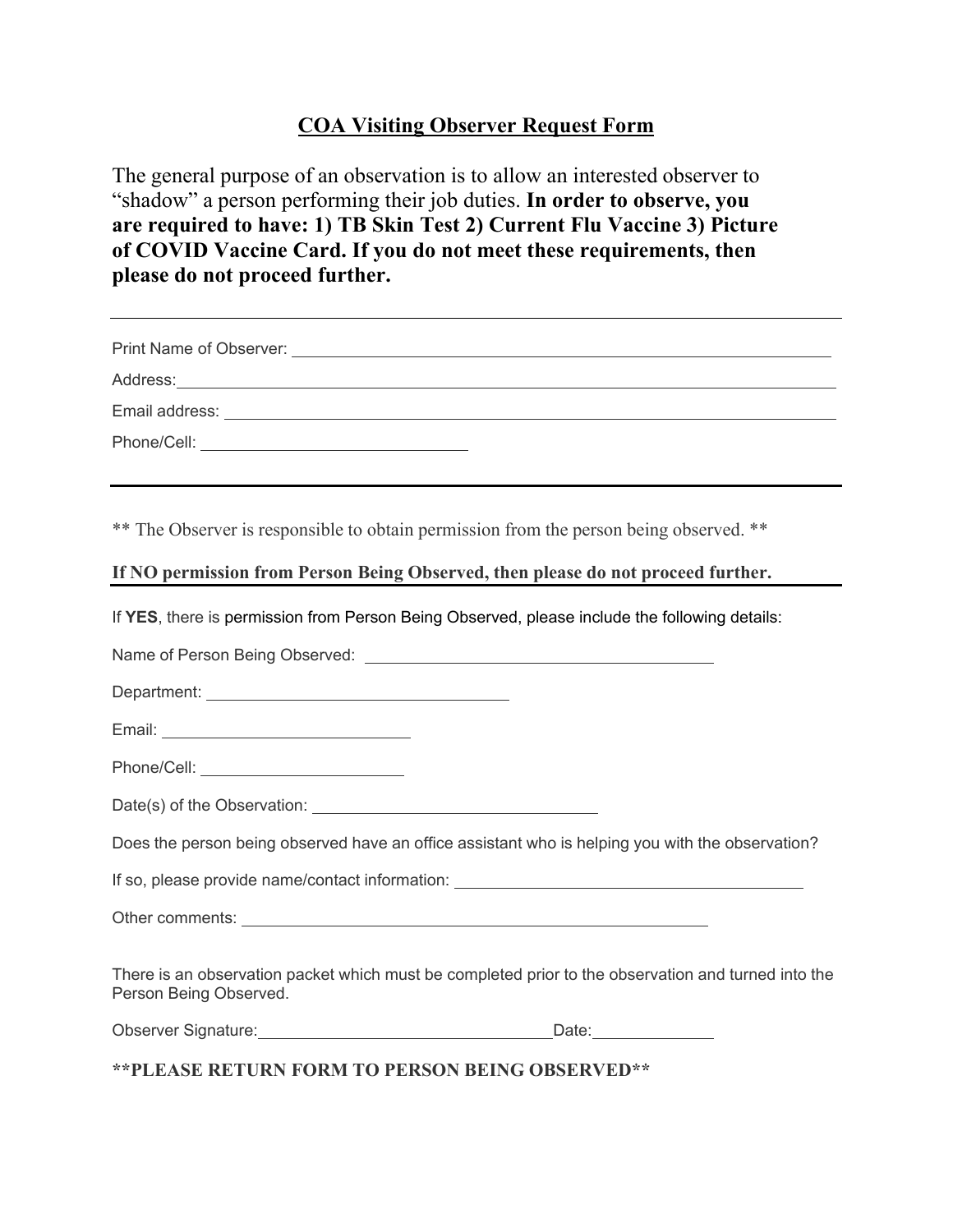# COA Visiting Observer Request Form

The general purpose of an observation is to allow an interested observer to "shadow" a person performing their job duties. **In order to observe, you are required to have: 1) TB Skin Test 2) Current Flu Vaccine 3) Picture of COVID Vaccine Card. If you do not meet these requirements, then please do not proceed further.**

---

Print Name of Observer: ______________________________

Address: ______________________________

Email address: ______________________________

Phone/Cell: ______________________________

---

** The Observer is responsible to obtain permission from the person being observed. **

**If NO permission from Person Being Observed, then please do not proceed further.**

---

If **YES**, there is permission from Person Being Observed, please include the following details:

Name of Person Being Observed: ______________________________

Department: ______________________________

Email: ______________________________

Phone/Cell: ______________________________

Date(s) of the Observation: ______________________________

Does the person being observed have an office assistant who is helping you with the observation?

If so, please provide name/contact information: ______________________________

Other comments: ______________________________

There is an observation packet which must be completed prior to the observation and turned into the Person Being Observed.

Observer Signature: ______________________________ Date: ______________

**\*\*PLEASE RETURN FORM TO PERSON BEING OBSERVED\*\***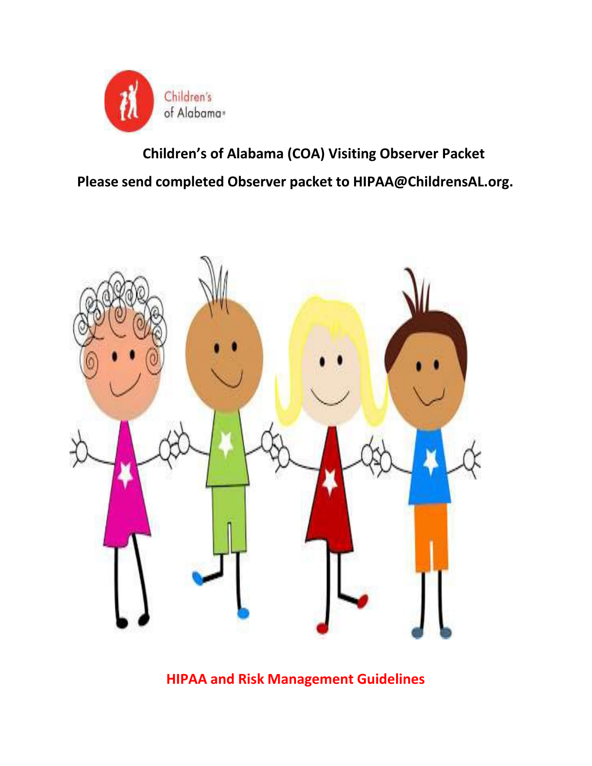# Children's of Alabama (COA) Visiting Observer Packet

**Please send completed Observer packet to HIPAA@ChildrensAL.org.**

**HIPAA and Risk Management Guidelines**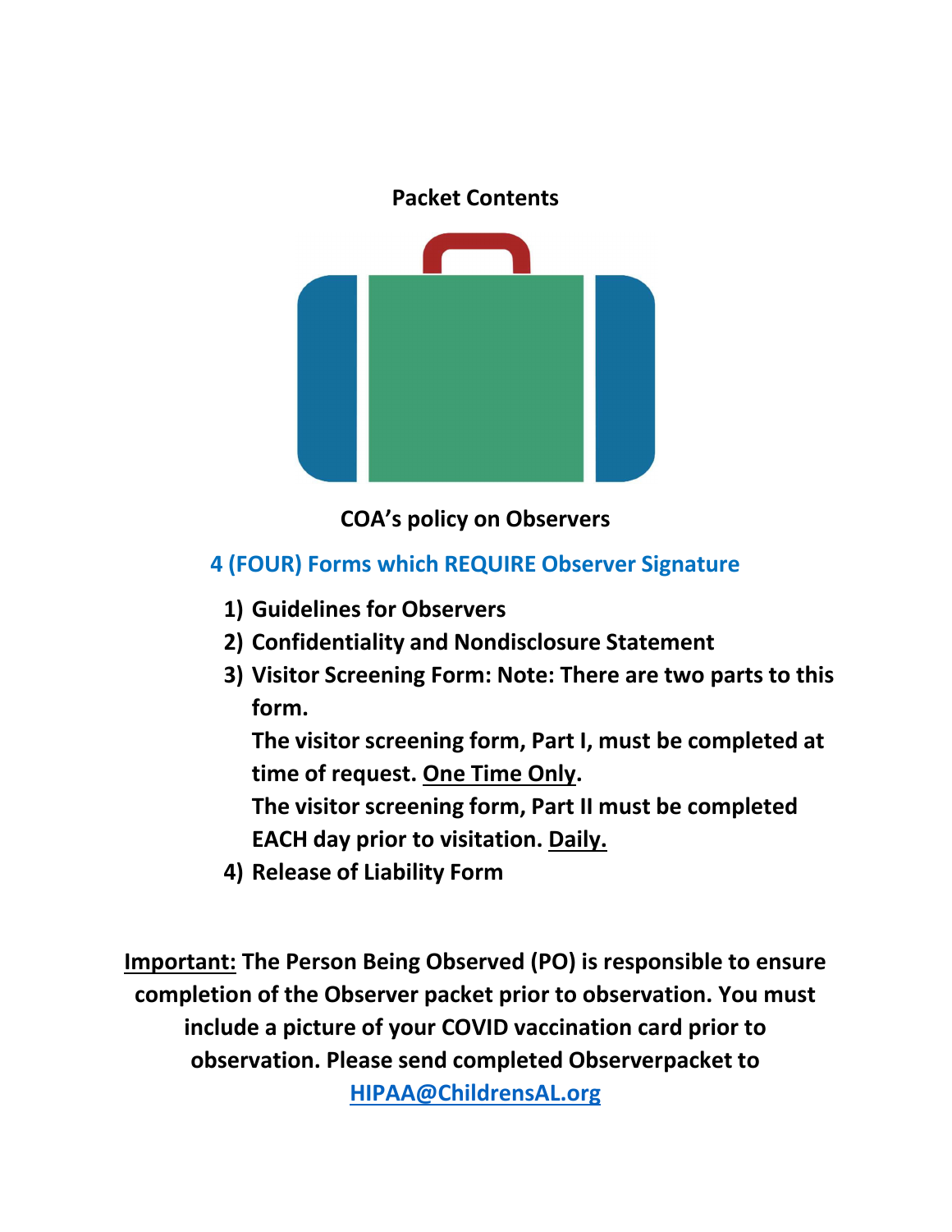**Packet Contents**

**COA's policy on Observers**

**4 (FOUR) Forms which REQUIRE Observer Signature**

1) **Guidelines for Observers**
2) **Confidentiality and Nondisclosure Statement**
3) **Visitor Screening Form: Note: There are two parts to this form.**
   **The visitor screening form, Part I, must be completed at time of request. One Time Only.**
   **The visitor screening form, Part II must be completed EACH day prior to visitation. Daily.**
4) **Release of Liability Form**

**Important: The Person Being Observed (PO) is responsible to ensure completion of the Observer packet prior to observation. You must include a picture of your COVID vaccination card prior to observation. Please send completed Observerpacket to [HIPAA@ChildrensAL.org](mailto:HIPAA@ChildrensAL.org)**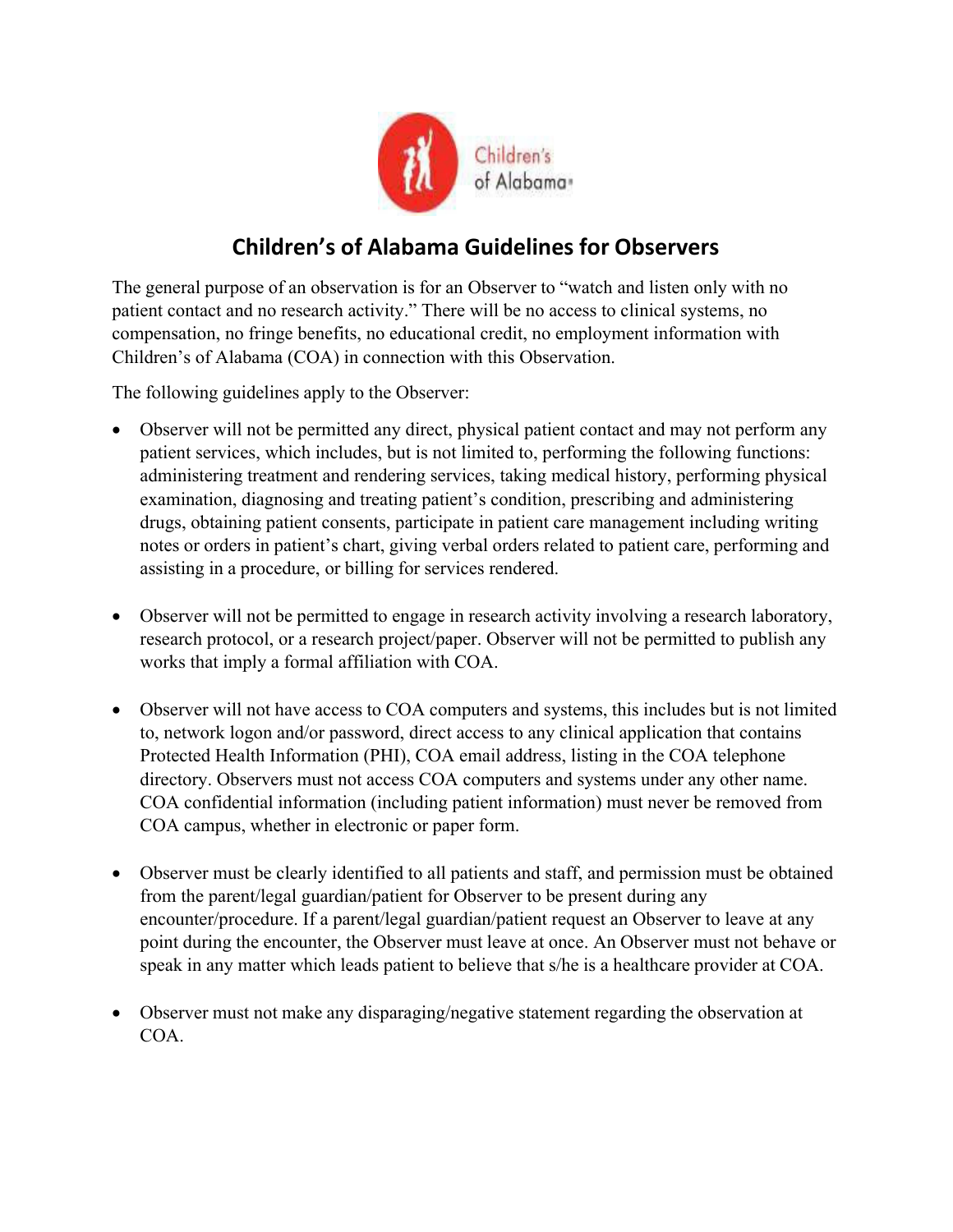# Children's of Alabama Guidelines for Observers

The general purpose of an observation is for an Observer to "watch and listen only with no patient contact and no research activity." There will be no access to clinical systems, no compensation, no fringe benefits, no educational credit, no employment information with Children's of Alabama (COA) in connection with this Observation.

The following guidelines apply to the Observer:

- Observer will not be permitted any direct, physical patient contact and may not perform any patient services, which includes, but is not limited to, performing the following functions: administering treatment and rendering services, taking medical history, performing physical examination, diagnosing and treating patient's condition, prescribing and administering drugs, obtaining patient consents, participate in patient care management including writing notes or orders in patient's chart, giving verbal orders related to patient care, performing and assisting in a procedure, or billing for services rendered.

- Observer will not be permitted to engage in research activity involving a research laboratory, research protocol, or a research project/paper. Observer will not be permitted to publish any works that imply a formal affiliation with COA.

- Observer will not have access to COA computers and systems, this includes but is not limited to, network logon and/or password, direct access to any clinical application that contains Protected Health Information (PHI), COA email address, listing in the COA telephone directory. Observers must not access COA computers and systems under any other name. COA confidential information (including patient information) must never be removed from COA campus, whether in electronic or paper form.

- Observer must be clearly identified to all patients and staff, and permission must be obtained from the parent/legal guardian/patient for Observer to be present during any encounter/procedure. If a parent/legal guardian/patient request an Observer to leave at any point during the encounter, the Observer must leave at once. An Observer must not behave or speak in any matter which leads patient to believe that s/he is a healthcare provider at COA.

- Observer must not make any disparaging/negative statement regarding the observation at COA.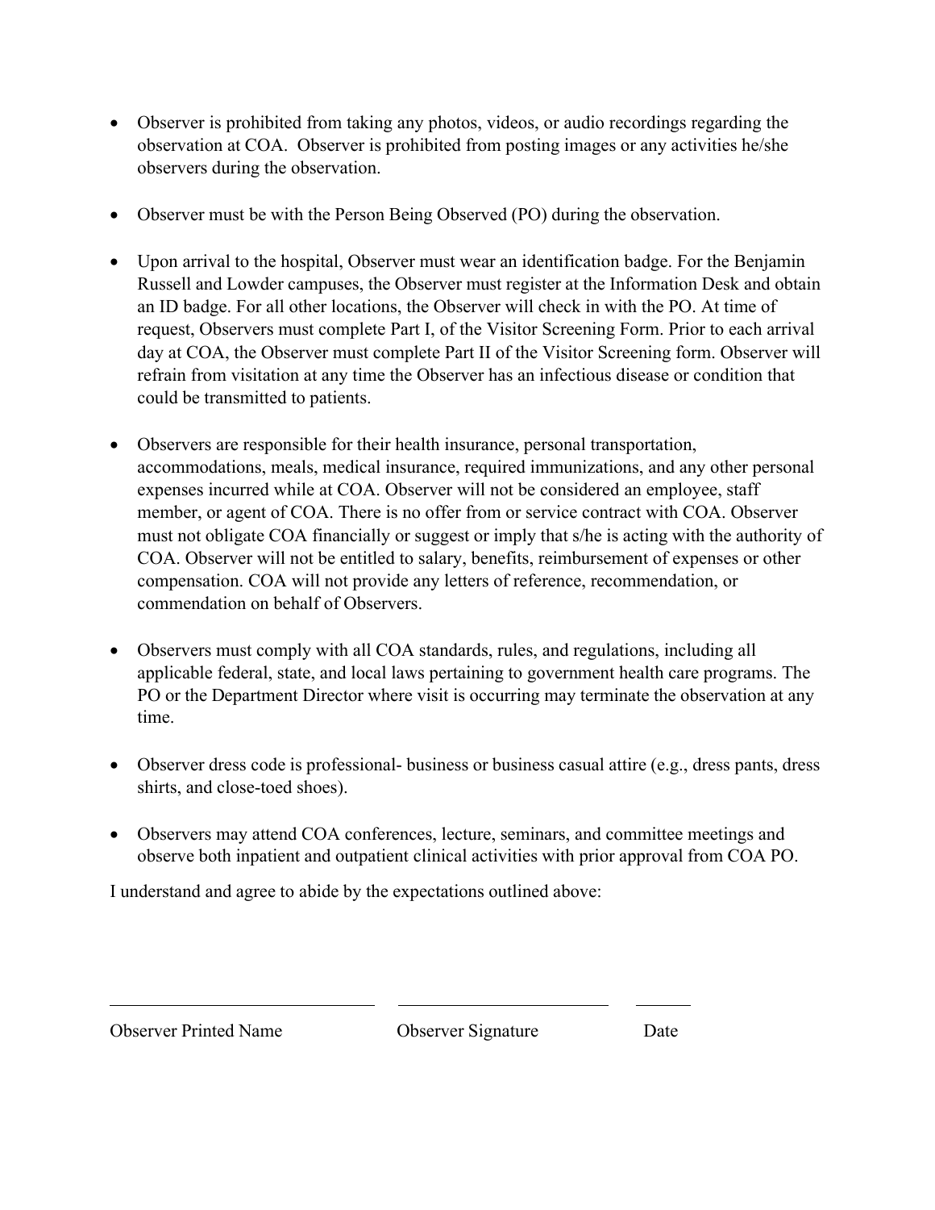- Observer is prohibited from taking any photos, videos, or audio recordings regarding the observation at COA. Observer is prohibited from posting images or any activities he/she observers during the observation.

- Observer must be with the Person Being Observed (PO) during the observation.

- Upon arrival to the hospital, Observer must wear an identification badge. For the Benjamin Russell and Lowder campuses, the Observer must register at the Information Desk and obtain an ID badge. For all other locations, the Observer will check in with the PO. At time of request, Observers must complete Part I, of the Visitor Screening Form. Prior to each arrival day at COA, the Observer must complete Part II of the Visitor Screening form. Observer will refrain from visitation at any time the Observer has an infectious disease or condition that could be transmitted to patients.

- Observers are responsible for their health insurance, personal transportation, accommodations, meals, medical insurance, required immunizations, and any other personal expenses incurred while at COA. Observer will not be considered an employee, staff member, or agent of COA. There is no offer from or service contract with COA. Observer must not obligate COA financially or suggest or imply that s/he is acting with the authority of COA. Observer will not be entitled to salary, benefits, reimbursement of expenses or other compensation. COA will not provide any letters of reference, recommendation, or commendation on behalf of Observers.

- Observers must comply with all COA standards, rules, and regulations, including all applicable federal, state, and local laws pertaining to government health care programs. The PO or the Department Director where visit is occurring may terminate the observation at any time.

- Observer dress code is professional- business or business casual attire (e.g., dress pants, dress shirts, and close-toed shoes).

- Observers may attend COA conferences, lecture, seminars, and committee meetings and observe both inpatient and outpatient clinical activities with prior approval from COA PO.

I understand and agree to abide by the expectations outlined above:

\_\_\_\_\_\_\_\_\_\_\_\_\_\_\_\_\_\_\_\_\_\_\_\_\_\_\_\_ \_\_\_\_\_\_\_\_\_\_\_\_\_\_\_\_\_\_\_\_\_\_\_\_\_\_ \_\_\_\_\_\_\_

Observer Printed Name Observer Signature Date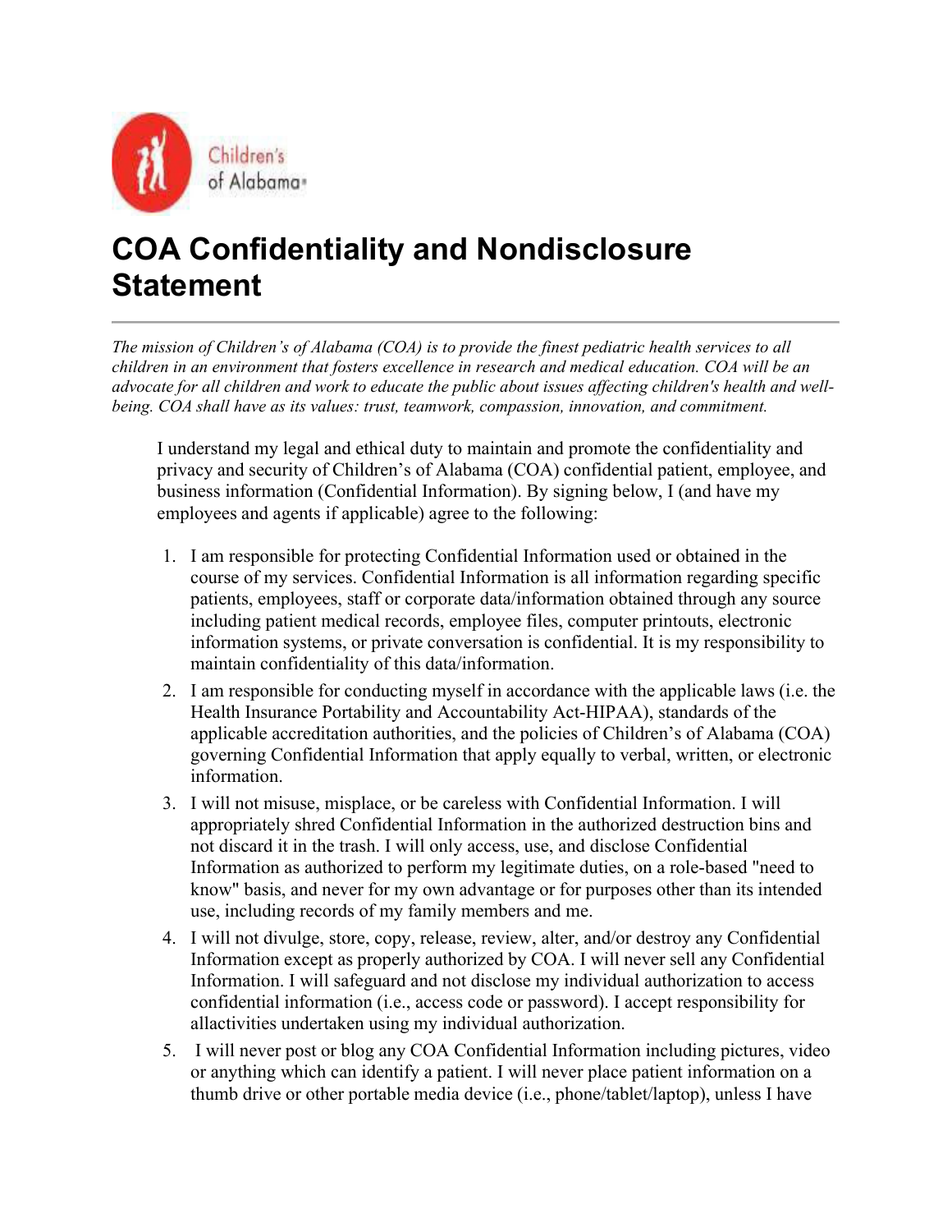# COA Confidentiality and Nondisclosure Statement

*The mission of Children's of Alabama (COA) is to provide the finest pediatric health services to all children in an environment that fosters excellence in research and medical education. COA will be an advocate for all children and work to educate the public about issues affecting children's health and well-being. COA shall have as its values: trust, teamwork, compassion, innovation, and commitment.*

I understand my legal and ethical duty to maintain and promote the confidentiality and privacy and security of Children's of Alabama (COA) confidential patient, employee, and business information (Confidential Information). By signing below, I (and have my employees and agents if applicable) agree to the following:

1. I am responsible for protecting Confidential Information used or obtained in the course of my services. Confidential Information is all information regarding specific patients, employees, staff or corporate data/information obtained through any source including patient medical records, employee files, computer printouts, electronic information systems, or private conversation is confidential. It is my responsibility to maintain confidentiality of this data/information.
2. I am responsible for conducting myself in accordance with the applicable laws (i.e. the Health Insurance Portability and Accountability Act-HIPAA), standards of the applicable accreditation authorities, and the policies of Children's of Alabama (COA) governing Confidential Information that apply equally to verbal, written, or electronic information.
3. I will not misuse, misplace, or be careless with Confidential Information. I will appropriately shred Confidential Information in the authorized destruction bins and not discard it in the trash. I will only access, use, and disclose Confidential Information as authorized to perform my legitimate duties, on a role-based "need to know" basis, and never for my own advantage or for purposes other than its intended use, including records of my family members and me.
4. I will not divulge, store, copy, release, review, alter, and/or destroy any Confidential Information except as properly authorized by COA. I will never sell any Confidential Information. I will safeguard and not disclose my individual authorization to access confidential information (i.e., access code or password). I accept responsibility for allactivities undertaken using my individual authorization.
5. I will never post or blog any COA Confidential Information including pictures, video or anything which can identify a patient. I will never place patient information on a thumb drive or other portable media device (i.e., phone/tablet/laptop), unless I have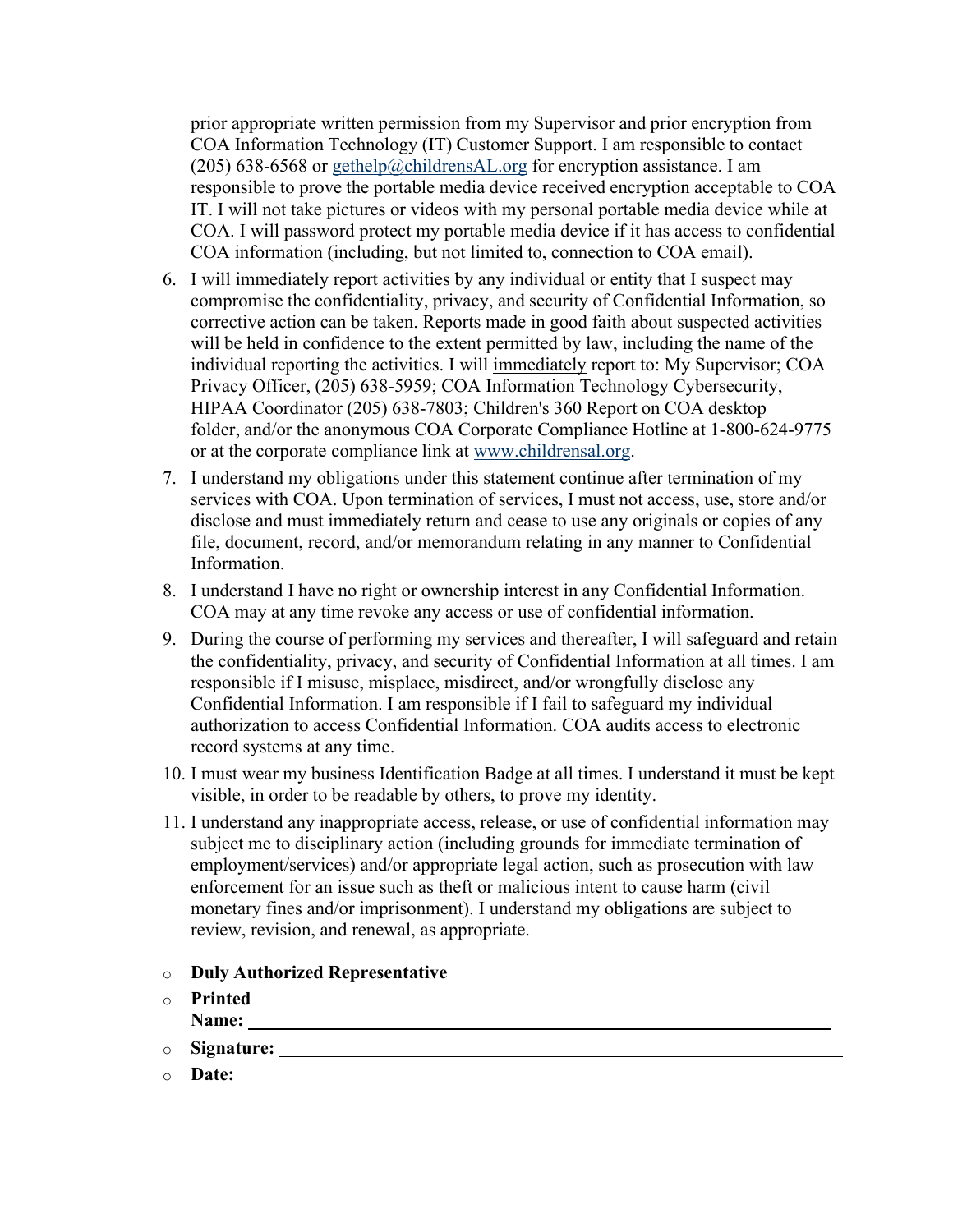prior appropriate written permission from my Supervisor and prior encryption from COA Information Technology (IT) Customer Support. I am responsible to contact (205) 638-6568 or gethelp@childrensAL.org for encryption assistance. I am responsible to prove the portable media device received encryption acceptable to COA IT. I will not take pictures or videos with my personal portable media device while at COA. I will password protect my portable media device if it has access to confidential COA information (including, but not limited to, connection to COA email).

6. I will immediately report activities by any individual or entity that I suspect may compromise the confidentiality, privacy, and security of Confidential Information, so corrective action can be taken. Reports made in good faith about suspected activities will be held in confidence to the extent permitted by law, including the name of the individual reporting the activities. I will <u>immediately</u> report to: My Supervisor; COA Privacy Officer, (205) 638-5959; COA Information Technology Cybersecurity, HIPAA Coordinator (205) 638-7803; Children's 360 Report on COA desktop folder, and/or the anonymous COA Corporate Compliance Hotline at 1-800-624-9775 or at the corporate compliance link at www.childrensal.org.
7. I understand my obligations under this statement continue after termination of my services with COA. Upon termination of services, I must not access, use, store and/or disclose and must immediately return and cease to use any originals or copies of any file, document, record, and/or memorandum relating in any manner to Confidential Information.
8. I understand I have no right or ownership interest in any Confidential Information. COA may at any time revoke any access or use of confidential information.
9. During the course of performing my services and thereafter, I will safeguard and retain the confidentiality, privacy, and security of Confidential Information at all times. I am responsible if I misuse, misplace, misdirect, and/or wrongfully disclose any Confidential Information. I am responsible if I fail to safeguard my individual authorization to access Confidential Information. COA audits access to electronic record systems at any time.
10. I must wear my business Identification Badge at all times. I understand it must be kept visible, in order to be readable by others, to prove my identity.
11. I understand any inappropriate access, release, or use of confidential information may subject me to disciplinary action (including grounds for immediate termination of employment/services) and/or appropriate legal action, such as prosecution with law enforcement for an issue such as theft or malicious intent to cause harm (civil monetary fines and/or imprisonment). I understand my obligations are subject to review, revision, and renewal, as appropriate.

- **Duly Authorized Representative**
- **Printed Name:** ______________________________
- **Signature:** ______________________________
- **Date:** ____________________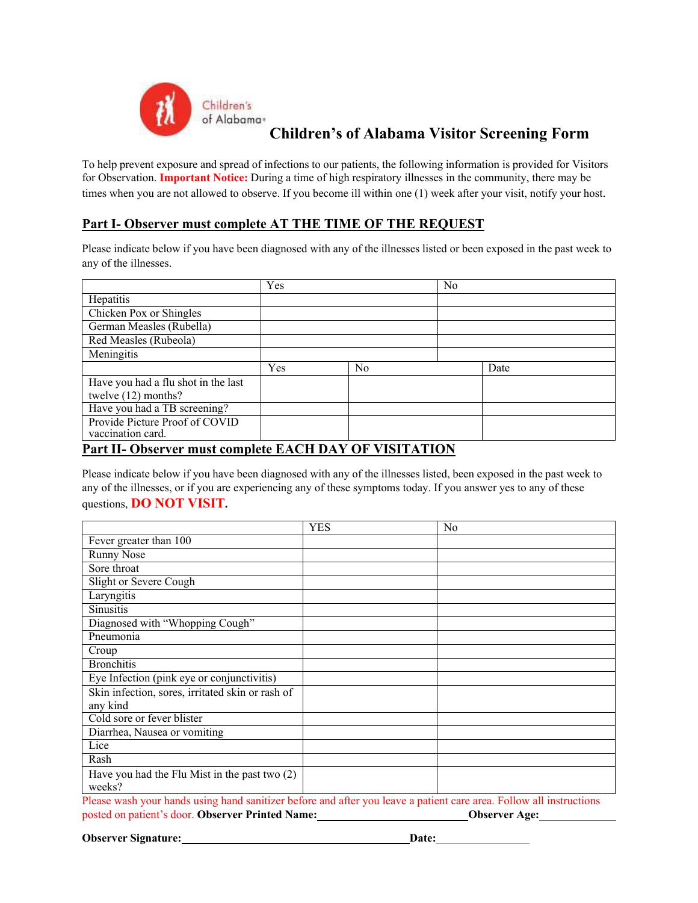# Children's of Alabama Visitor Screening Form

To help prevent exposure and spread of infections to our patients, the following information is provided for Visitors for Observation. **Important Notice:** During a time of high respiratory illnesses in the community, there may be times when you are not allowed to observe. If you become ill within one (1) week after your visit, notify your host.

## Part I- Observer must complete AT THE TIME OF THE REQUEST

Please indicate below if you have been diagnosed with any of the illnesses listed or been exposed in the past week to any of the illnesses.

| | Yes | No |
|---|---|---|
| Hepatitis | | |
| Chicken Pox or Shingles | | |
| German Measles (Rubella) | | |
| Red Measles (Rubeola) | | |
| Meningitis | | |

| | Yes | No | Date |
|---|---|---|---|
| Have you had a flu shot in the last twelve (12) months? | | | |
| Have you had a TB screening? | | | |
| Provide Picture Proof of COVID vaccination card. | | | |

## Part II- Observer must complete EACH DAY OF VISITATION

Please indicate below if you have been diagnosed with any of the illnesses listed, been exposed in the past week to any of the illnesses, or if you are experiencing any of these symptoms today. If you answer yes to any of these questions, **DO NOT VISIT.**

| | YES | No |
|---|---|---|
| Fever greater than 100 | | |
| Runny Nose | | |
| Sore throat | | |
| Slight or Severe Cough | | |
| Laryngitis | | |
| Sinusitis | | |
| Diagnosed with "Whopping Cough" | | |
| Pneumonia | | |
| Croup | | |
| Bronchitis | | |
| Eye Infection (pink eye or conjunctivitis) | | |
| Skin infection, sores, irritated skin or rash of any kind | | |
| Cold sore or fever blister | | |
| Diarrhea, Nausea or vomiting | | |
| Lice | | |
| Rash | | |
| Have you had the Flu Mist in the past two (2) weeks? | | |

Please wash your hands using hand sanitizer before and after you leave a patient care area. Follow all instructions posted on patient's door. **Observer Printed Name:**\_\_\_\_\_\_\_\_\_\_\_\_\_\_\_\_\_\_\_\_\_\_\_\_\_\_ **Observer Age:**\_\_\_\_\_\_\_\_\_\_\_\_

**Observer Signature:**\_\_\_\_\_\_\_\_\_\_\_\_\_\_\_\_\_\_\_\_\_\_\_\_\_\_\_\_\_\_\_\_\_\_\_\_\_\_\_\_ **Date:**\_\_\_\_\_\_\_\_\_\_\_\_\_\_\_\_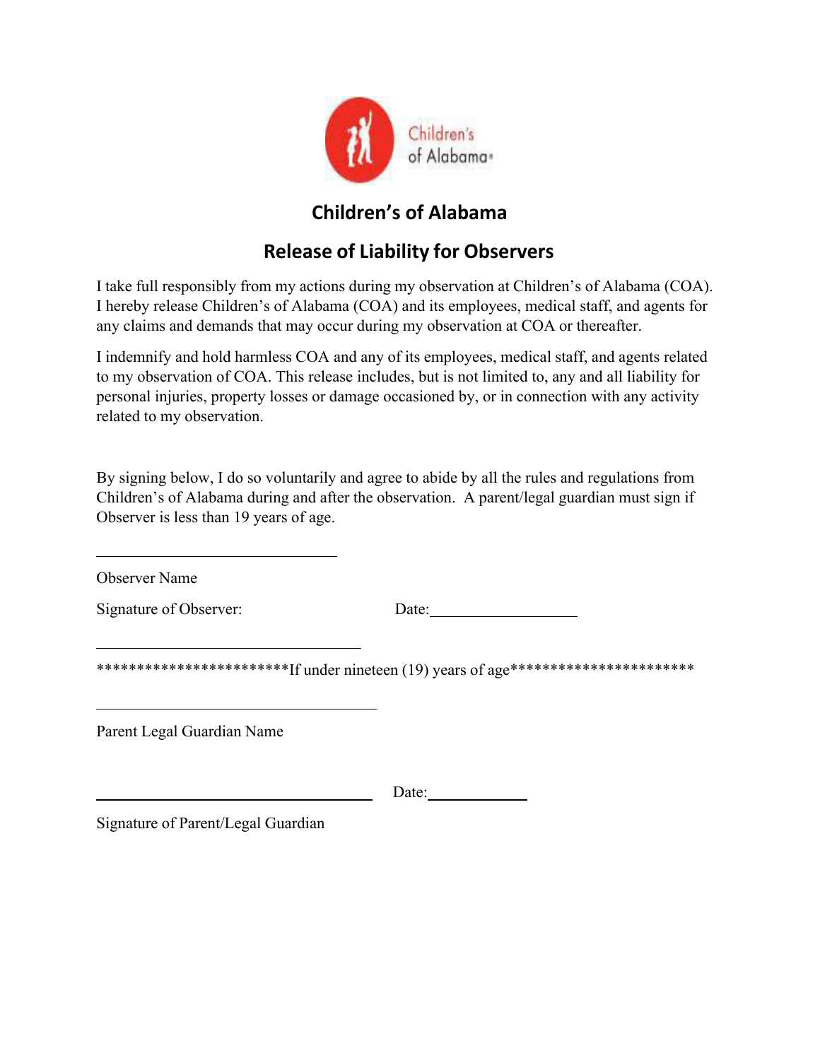# Children's of Alabama

## Release of Liability for Observers

I take full responsibly from my actions during my observation at Children's of Alabama (COA). I hereby release Children's of Alabama (COA) and its employees, medical staff, and agents for any claims and demands that may occur during my observation at COA or thereafter.

I indemnify and hold harmless COA and any of its employees, medical staff, and agents related to my observation of COA. This release includes, but is not limited to, any and all liability for personal injuries, property losses or damage occasioned by, or in connection with any activity related to my observation.

By signing below, I do so voluntarily and agree to abide by all the rules and regulations from Children's of Alabama during and after the observation. A parent/legal guardian must sign if Observer is less than 19 years of age.

______________________________

Observer Name

Signature of Observer: Date:__________________

_________________________________

***********************If under nineteen (19) years of age**********************

___________________________________

Parent Legal Guardian Name

__________________________________ Date:____________

Signature of Parent/Legal Guardian